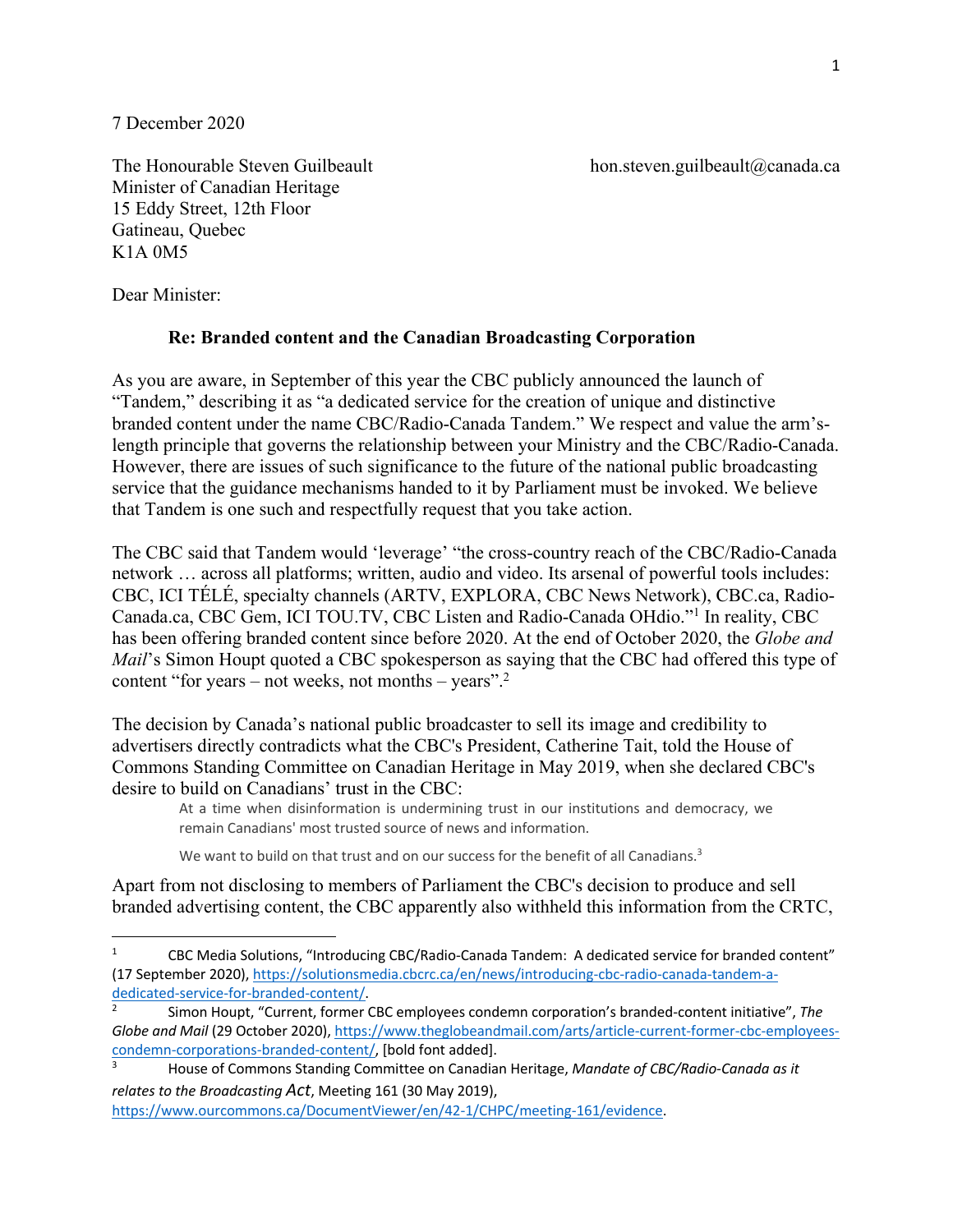7 December 2020

The Honourable Steven Guilbeault  
Minister of Canadian Heritage  
15 Eddy Street, 12th Floor  
Gatineau, Quebec  
K1A 0M5

hon.steven.guilbeault@canada.ca

Dear Minister:

**Re: Branded content and the Canadian Broadcasting Corporation**

As you are aware, in September of this year the CBC publicly announced the launch of "Tandem," describing it as "a dedicated service for the creation of unique and distinctive branded content under the name CBC/Radio-Canada Tandem." We respect and value the arm's-length principle that governs the relationship between your Ministry and the CBC/Radio-Canada. However, there are issues of such significance to the future of the national public broadcasting service that the guidance mechanisms handed to it by Parliament must be invoked. We believe that Tandem is one such and respectfully request that you take action.

The CBC said that Tandem would 'leverage' "the cross-country reach of the CBC/Radio-Canada network … across all platforms; written, audio and video. Its arsenal of powerful tools includes: CBC, ICI TÉLÉ, specialty channels (ARTV, EXPLORA, CBC News Network), CBC.ca, Radio-Canada.ca, CBC Gem, ICI TOU.TV, CBC Listen and Radio-Canada OHdio."[1] In reality, CBC has been offering branded content since before 2020. At the end of October 2020, the *Globe and Mail*'s Simon Houpt quoted a CBC spokesperson as saying that the CBC had offered this type of content "for years – not weeks, not months – years".[2]

The decision by Canada's national public broadcaster to sell its image and credibility to advertisers directly contradicts what the CBC's President, Catherine Tait, told the House of Commons Standing Committee on Canadian Heritage in May 2019, when she declared CBC's desire to build on Canadians' trust in the CBC:

> At a time when disinformation is undermining trust in our institutions and democracy, we remain Canadians' most trusted source of news and information.
>
> We want to build on that trust and on our success for the benefit of all Canadians.[3]

Apart from not disclosing to members of Parliament the CBC's decision to produce and sell branded advertising content, the CBC apparently also withheld this information from the CRTC,

---

[1] CBC Media Solutions, "Introducing CBC/Radio-Canada Tandem: A dedicated service for branded content" (17 September 2020), https://solutionsmedia.cbcrc.ca/en/news/introducing-cbc-radio-canada-tandem-a-dedicated-service-for-branded-content/.

[2] Simon Houpt, "Current, former CBC employees condemn corporation's branded-content initiative", *The Globe and Mail* (29 October 2020), https://www.theglobeandmail.com/arts/article-current-former-cbc-employees-condemn-corporations-branded-content/, [bold font added].

[3] House of Commons Standing Committee on Canadian Heritage, *Mandate of CBC/Radio-Canada as it relates to the Broadcasting Act*, Meeting 161 (30 May 2019), https://www.ourcommons.ca/DocumentViewer/en/42-1/CHPC/meeting-161/evidence.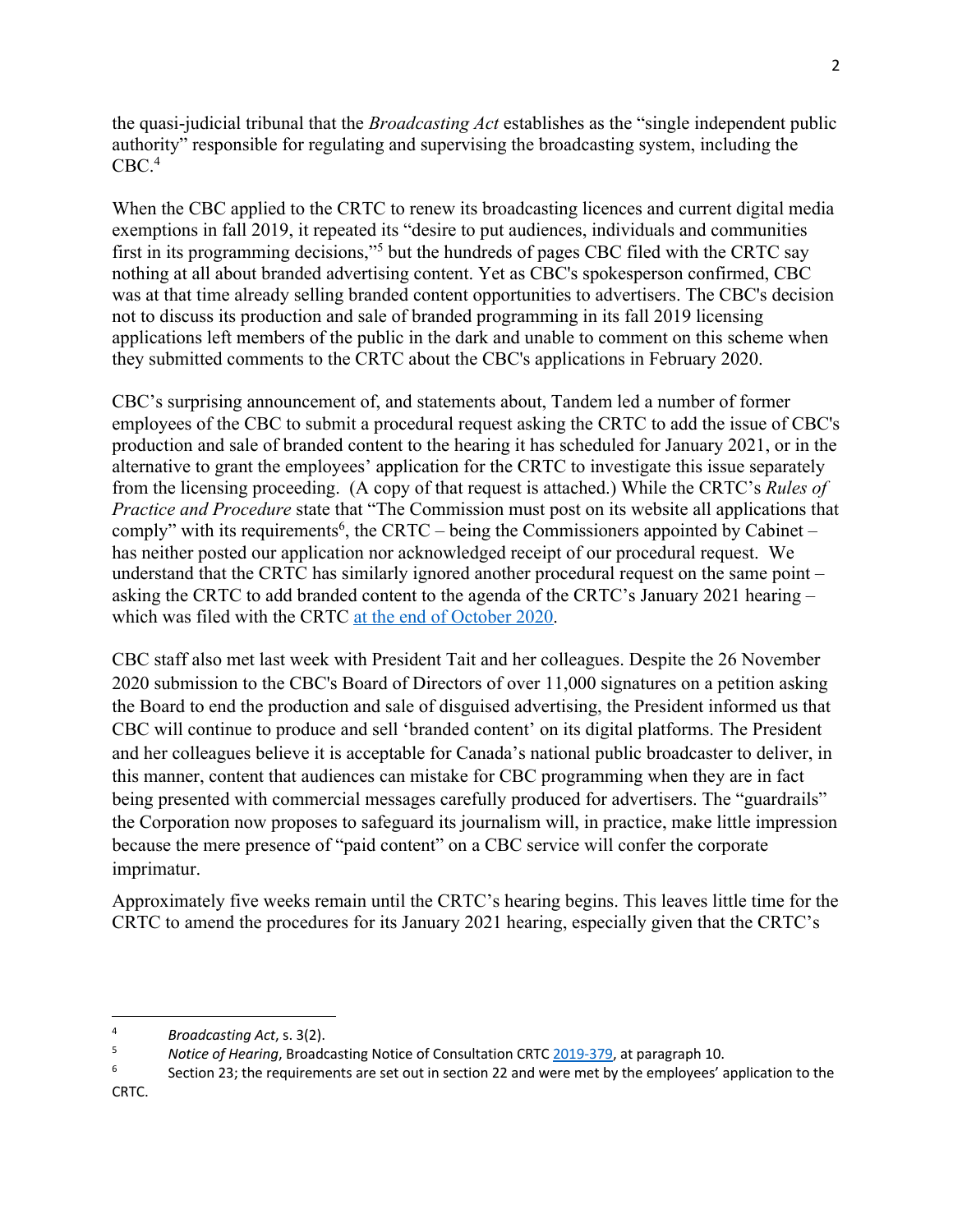the quasi-judicial tribunal that the *Broadcasting Act* establishes as the "single independent public authority" responsible for regulating and supervising the broadcasting system, including the CBC.[4]

When the CBC applied to the CRTC to renew its broadcasting licences and current digital media exemptions in fall 2019, it repeated its "desire to put audiences, individuals and communities first in its programming decisions,"[5] but the hundreds of pages CBC filed with the CRTC say nothing at all about branded advertising content. Yet as CBC's spokesperson confirmed, CBC was at that time already selling branded content opportunities to advertisers. The CBC's decision not to discuss its production and sale of branded programming in its fall 2019 licensing applications left members of the public in the dark and unable to comment on this scheme when they submitted comments to the CRTC about the CBC's applications in February 2020.

CBC's surprising announcement of, and statements about, Tandem led a number of former employees of the CBC to submit a procedural request asking the CRTC to add the issue of CBC's production and sale of branded content to the hearing it has scheduled for January 2021, or in the alternative to grant the employees' application for the CRTC to investigate this issue separately from the licensing proceeding. (A copy of that request is attached.) While the CRTC's *Rules of Practice and Procedure* state that "The Commission must post on its website all applications that comply" with its requirements[6], the CRTC – being the Commissioners appointed by Cabinet – has neither posted our application nor acknowledged receipt of our procedural request. We understand that the CRTC has similarly ignored another procedural request on the same point – asking the CRTC to add branded content to the agenda of the CRTC's January 2021 hearing – which was filed with the CRTC at the end of October 2020.

CBC staff also met last week with President Tait and her colleagues. Despite the 26 November 2020 submission to the CBC's Board of Directors of over 11,000 signatures on a petition asking the Board to end the production and sale of disguised advertising, the President informed us that CBC will continue to produce and sell 'branded content' on its digital platforms. The President and her colleagues believe it is acceptable for Canada's national public broadcaster to deliver, in this manner, content that audiences can mistake for CBC programming when they are in fact being presented with commercial messages carefully produced for advertisers. The "guardrails" the Corporation now proposes to safeguard its journalism will, in practice, make little impression because the mere presence of "paid content" on a CBC service will confer the corporate imprimatur.

Approximately five weeks remain until the CRTC's hearing begins. This leaves little time for the CRTC to amend the procedures for its January 2021 hearing, especially given that the CRTC's

---

[4] *Broadcasting Act*, s. 3(2).

[5] *Notice of Hearing*, Broadcasting Notice of Consultation CRTC 2019-379, at paragraph 10.

[6] Section 23; the requirements are set out in section 22 and were met by the employees' application to the CRTC.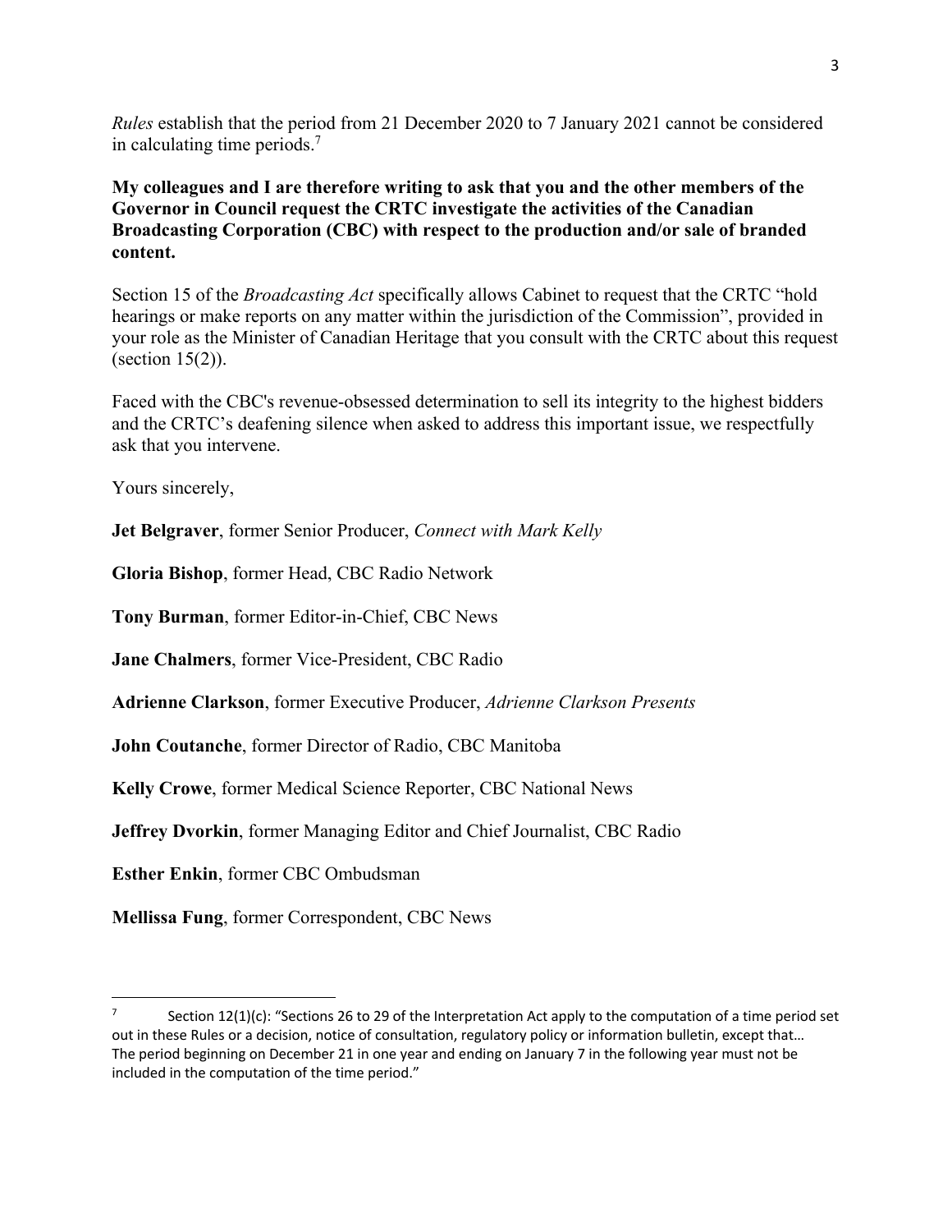*Rules* establish that the period from 21 December 2020 to 7 January 2021 cannot be considered in calculating time periods.[7]

**My colleagues and I are therefore writing to ask that you and the other members of the Governor in Council request the CRTC investigate the activities of the Canadian Broadcasting Corporation (CBC) with respect to the production and/or sale of branded content.**

Section 15 of the *Broadcasting Act* specifically allows Cabinet to request that the CRTC "hold hearings or make reports on any matter within the jurisdiction of the Commission", provided in your role as the Minister of Canadian Heritage that you consult with the CRTC about this request (section 15(2)).

Faced with the CBC's revenue-obsessed determination to sell its integrity to the highest bidders and the CRTC's deafening silence when asked to address this important issue, we respectfully ask that you intervene.

Yours sincerely,

**Jet Belgraver**, former Senior Producer, *Connect with Mark Kelly*

**Gloria Bishop**, former Head, CBC Radio Network

**Tony Burman**, former Editor-in-Chief, CBC News

**Jane Chalmers**, former Vice-President, CBC Radio

**Adrienne Clarkson**, former Executive Producer, *Adrienne Clarkson Presents*

**John Coutanche**, former Director of Radio, CBC Manitoba

**Kelly Crowe**, former Medical Science Reporter, CBC National News

**Jeffrey Dvorkin**, former Managing Editor and Chief Journalist, CBC Radio

**Esther Enkin**, former CBC Ombudsman

**Mellissa Fung**, former Correspondent, CBC News

---

[7] Section 12(1)(c): "Sections 26 to 29 of the Interpretation Act apply to the computation of a time period set out in these Rules or a decision, notice of consultation, regulatory policy or information bulletin, except that… The period beginning on December 21 in one year and ending on January 7 in the following year must not be included in the computation of the time period."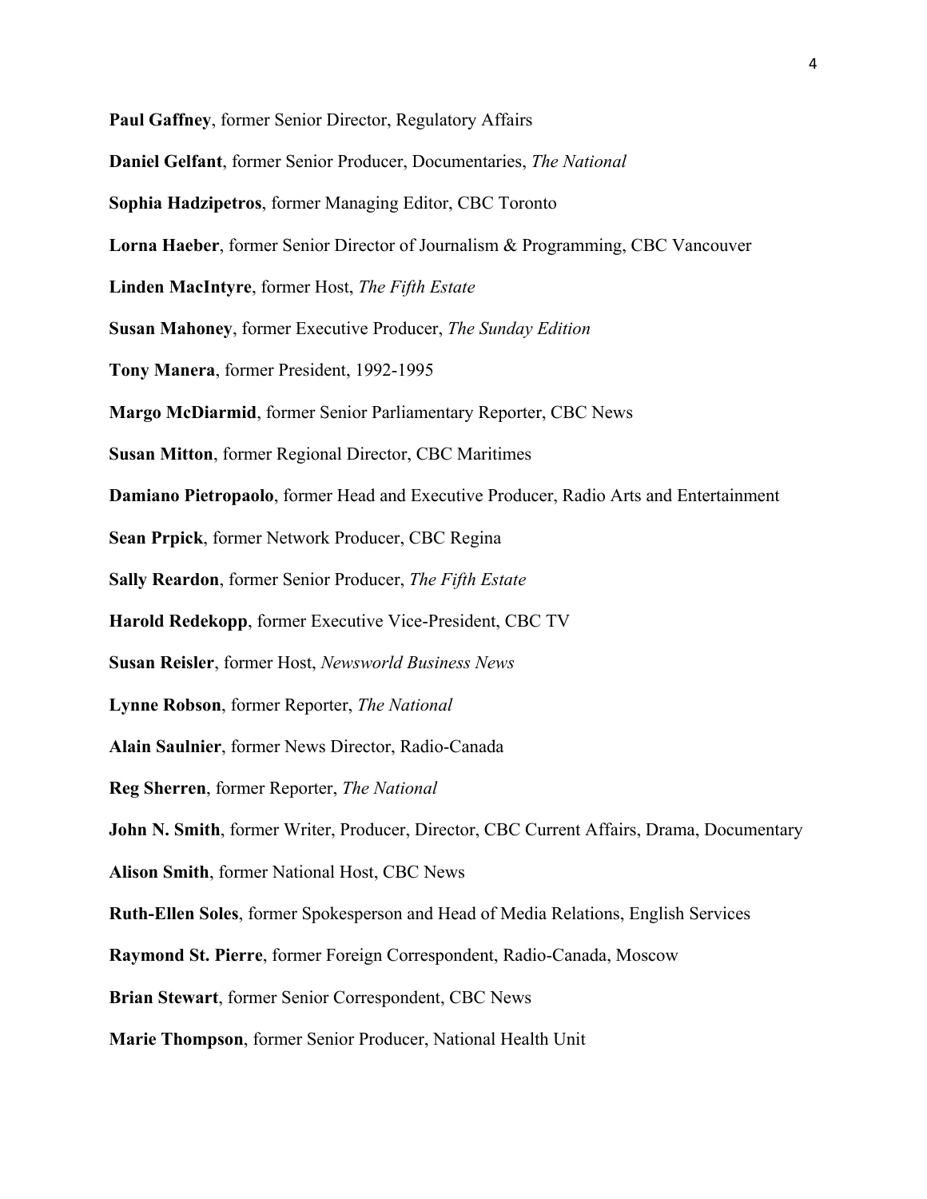**Paul Gaffney**, former Senior Director, Regulatory Affairs

**Daniel Gelfant**, former Senior Producer, Documentaries, *The National*

**Sophia Hadzipetros**, former Managing Editor, CBC Toronto

**Lorna Haeber**, former Senior Director of Journalism & Programming, CBC Vancouver

**Linden MacIntyre**, former Host, *The Fifth Estate*

**Susan Mahoney**, former Executive Producer, *The Sunday Edition*

**Tony Manera**, former President, 1992-1995

**Margo McDiarmid**, former Senior Parliamentary Reporter, CBC News

**Susan Mitton**, former Regional Director, CBC Maritimes

**Damiano Pietropaolo**, former Head and Executive Producer, Radio Arts and Entertainment

**Sean Prpick**, former Network Producer, CBC Regina

**Sally Reardon**, former Senior Producer, *The Fifth Estate*

**Harold Redekopp**, former Executive Vice-President, CBC TV

**Susan Reisler**, former Host, *Newsworld Business News*

**Lynne Robson**, former Reporter, *The National*

**Alain Saulnier**, former News Director, Radio-Canada

**Reg Sherren**, former Reporter, *The National*

**John N. Smith**, former Writer, Producer, Director, CBC Current Affairs, Drama, Documentary

**Alison Smith**, former National Host, CBC News

**Ruth-Ellen Soles**, former Spokesperson and Head of Media Relations, English Services

**Raymond St. Pierre**, former Foreign Correspondent, Radio-Canada, Moscow

**Brian Stewart**, former Senior Correspondent, CBC News

**Marie Thompson**, former Senior Producer, National Health Unit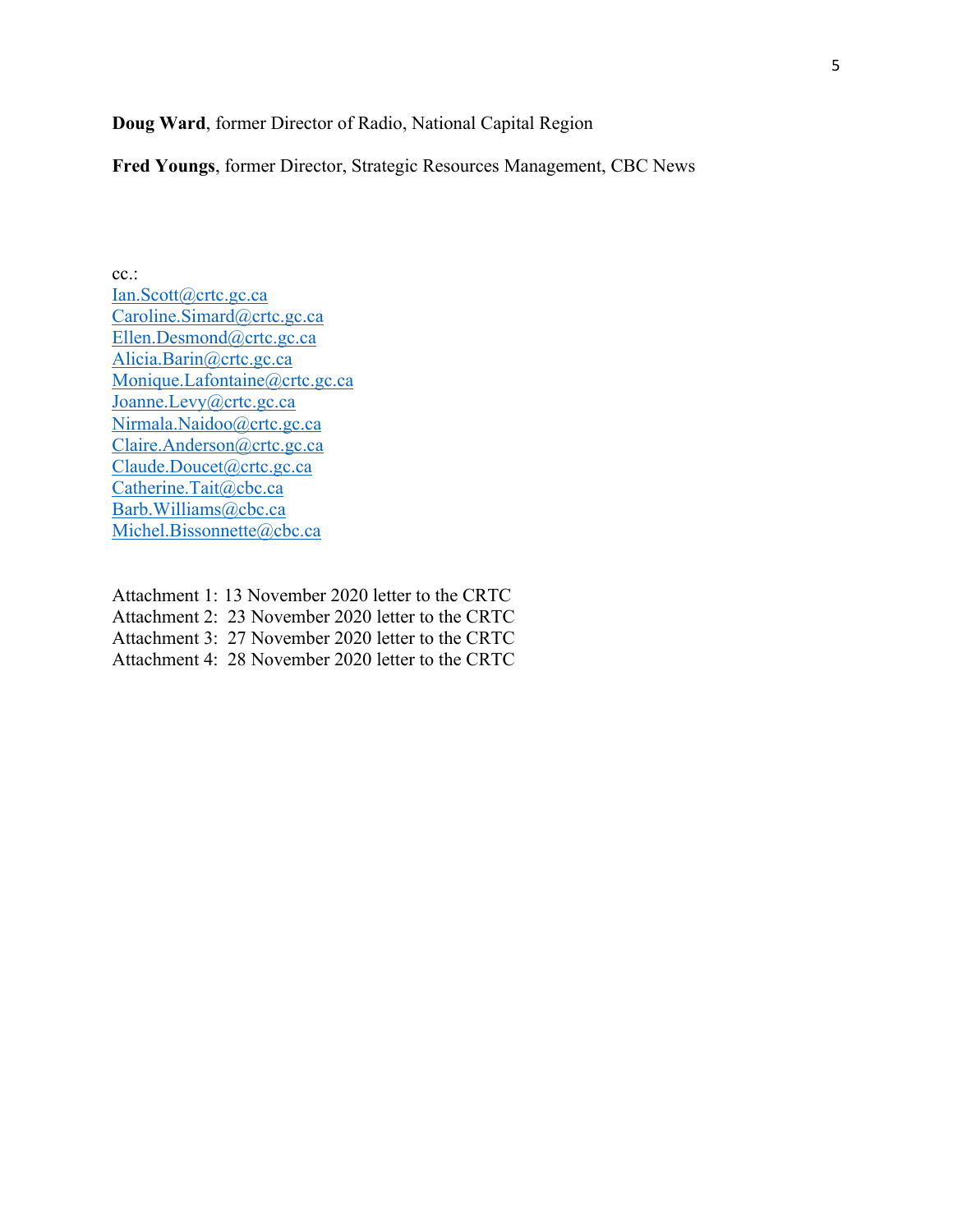**Doug Ward**, former Director of Radio, National Capital Region

**Fred Youngs**, former Director, Strategic Resources Management, CBC News

cc.:
Ian.Scott@crtc.gc.ca
Caroline.Simard@crtc.gc.ca
Ellen.Desmond@crtc.gc.ca
Alicia.Barin@crtc.gc.ca
Monique.Lafontaine@crtc.gc.ca
Joanne.Levy@crtc.gc.ca
Nirmala.Naidoo@crtc.gc.ca
Claire.Anderson@crtc.gc.ca
Claude.Doucet@crtc.gc.ca
Catherine.Tait@cbc.ca
Barb.Williams@cbc.ca
Michel.Bissonnette@cbc.ca

Attachment 1: 13 November 2020 letter to the CRTC
Attachment 2: 23 November 2020 letter to the CRTC
Attachment 3: 27 November 2020 letter to the CRTC
Attachment 4: 28 November 2020 letter to the CRTC